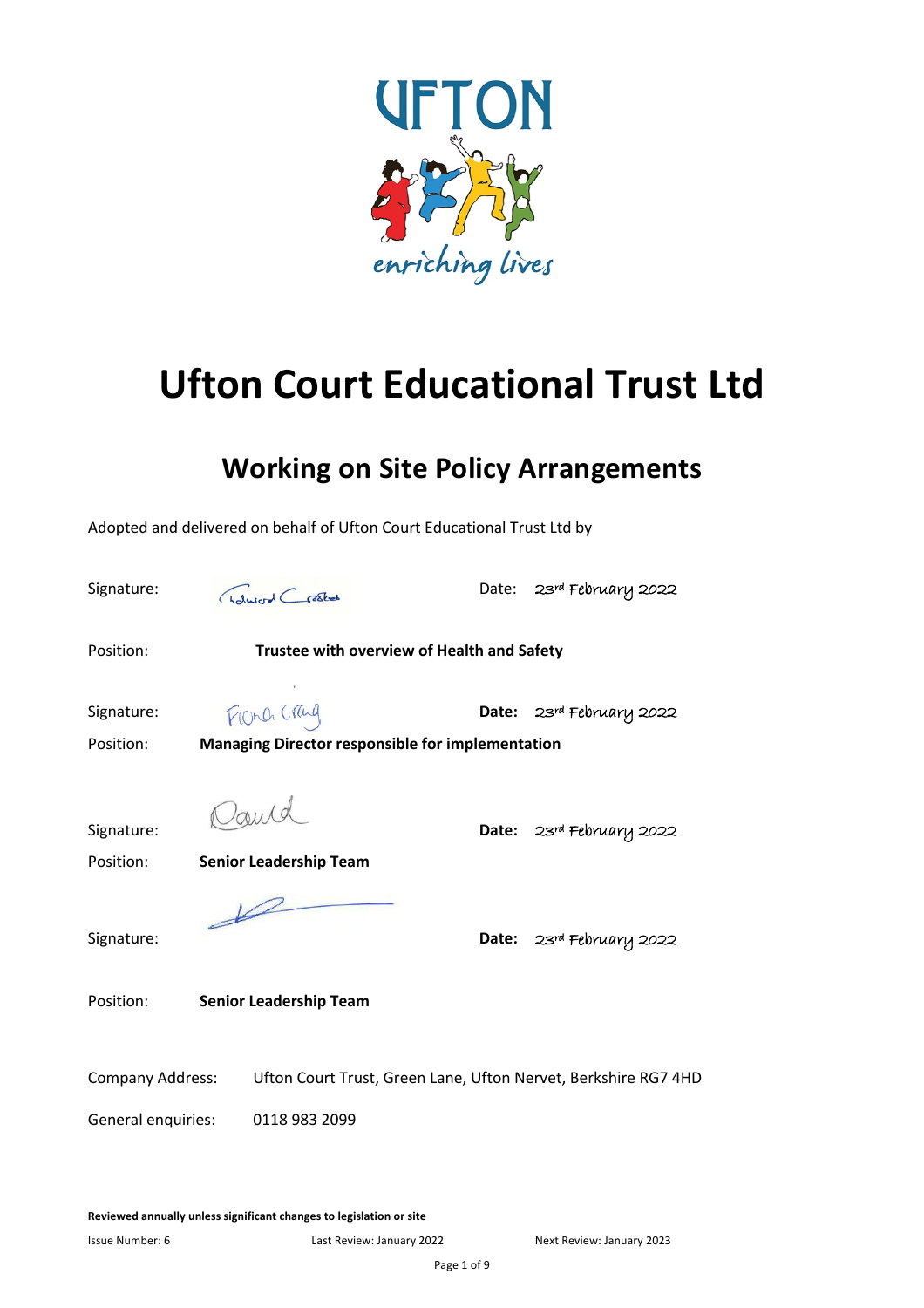# Ufton Court Educational Trust Ltd

## Working on Site Policy Arrangements

Adopted and delivered on behalf of Ufton Court Educational Trust Ltd by

Signature: Edward Crossland Date: 23rd February 2022

Position: **Trustee with overview of Health and Safety**

Signature: Fiona Craig **Date:** 23rd February 2022

Position: **Managing Director responsible for implementation**

Signature: David **Date:** 23rd February 2022

Position: **Senior Leadership Team**

Signature: **Date:** 23rd February 2022

Position: **Senior Leadership Team**

Company Address: Ufton Court Trust, Green Lane, Ufton Nervet, Berkshire RG7 4HD

General enquiries: 0118 983 2099

**Reviewed annually unless significant changes to legislation or site**

Issue Number: 6 Last Review: January 2022 Next Review: January 2023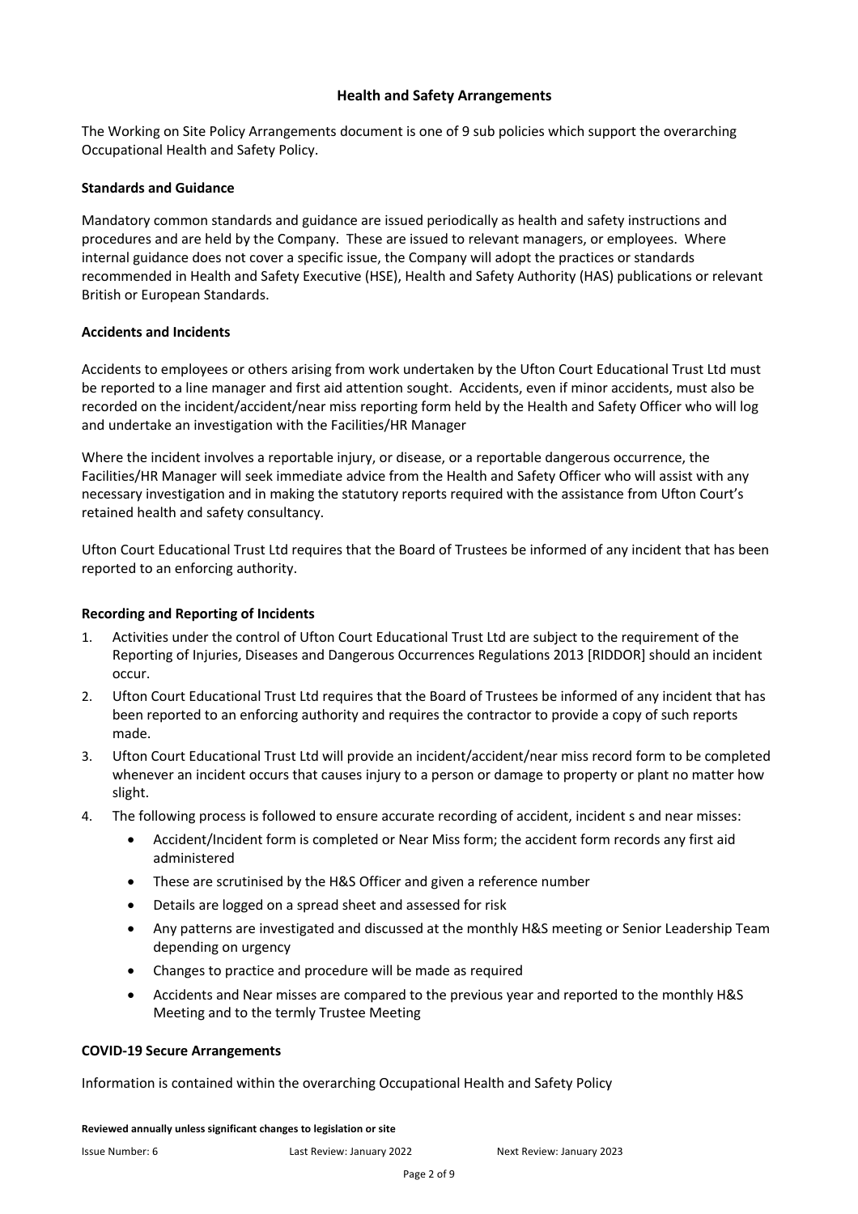## Health and Safety Arrangements

The Working on Site Policy Arrangements document is one of 9 sub policies which support the overarching Occupational Health and Safety Policy.

### Standards and Guidance

Mandatory common standards and guidance are issued periodically as health and safety instructions and procedures and are held by the Company. These are issued to relevant managers, or employees. Where internal guidance does not cover a specific issue, the Company will adopt the practices or standards recommended in Health and Safety Executive (HSE), Health and Safety Authority (HAS) publications or relevant British or European Standards.

### Accidents and Incidents

Accidents to employees or others arising from work undertaken by the Ufton Court Educational Trust Ltd must be reported to a line manager and first aid attention sought. Accidents, even if minor accidents, must also be recorded on the incident/accident/near miss reporting form held by the Health and Safety Officer who will log and undertake an investigation with the Facilities/HR Manager

Where the incident involves a reportable injury, or disease, or a reportable dangerous occurrence, the Facilities/HR Manager will seek immediate advice from the Health and Safety Officer who will assist with any necessary investigation and in making the statutory reports required with the assistance from Ufton Court's retained health and safety consultancy.

Ufton Court Educational Trust Ltd requires that the Board of Trustees be informed of any incident that has been reported to an enforcing authority.

### Recording and Reporting of Incidents

1. Activities under the control of Ufton Court Educational Trust Ltd are subject to the requirement of the Reporting of Injuries, Diseases and Dangerous Occurrences Regulations 2013 [RIDDOR] should an incident occur.
2. Ufton Court Educational Trust Ltd requires that the Board of Trustees be informed of any incident that has been reported to an enforcing authority and requires the contractor to provide a copy of such reports made.
3. Ufton Court Educational Trust Ltd will provide an incident/accident/near miss record form to be completed whenever an incident occurs that causes injury to a person or damage to property or plant no matter how slight.
4. The following process is followed to ensure accurate recording of accident, incident s and near misses:
   - Accident/Incident form is completed or Near Miss form; the accident form records any first aid administered
   - These are scrutinised by the H&S Officer and given a reference number
   - Details are logged on a spread sheet and assessed for risk
   - Any patterns are investigated and discussed at the monthly H&S meeting or Senior Leadership Team depending on urgency
   - Changes to practice and procedure will be made as required
   - Accidents and Near misses are compared to the previous year and reported to the monthly H&S Meeting and to the termly Trustee Meeting

### COVID-19 Secure Arrangements

Information is contained within the overarching Occupational Health and Safety Policy

**Reviewed annually unless significant changes to legislation or site**

Issue Number: 6 Last Review: January 2022 Next Review: January 2023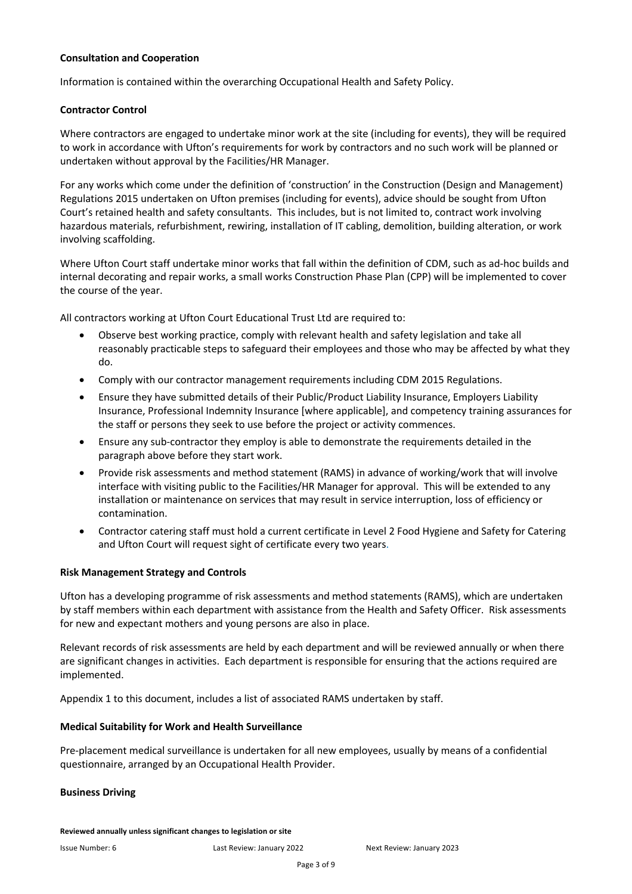**Consultation and Cooperation**

Information is contained within the overarching Occupational Health and Safety Policy.

**Contractor Control**

Where contractors are engaged to undertake minor work at the site (including for events), they will be required to work in accordance with Ufton's requirements for work by contractors and no such work will be planned or undertaken without approval by the Facilities/HR Manager.

For any works which come under the definition of 'construction' in the Construction (Design and Management) Regulations 2015 undertaken on Ufton premises (including for events), advice should be sought from Ufton Court's retained health and safety consultants. This includes, but is not limited to, contract work involving hazardous materials, refurbishment, rewiring, installation of IT cabling, demolition, building alteration, or work involving scaffolding.

Where Ufton Court staff undertake minor works that fall within the definition of CDM, such as ad-hoc builds and internal decorating and repair works, a small works Construction Phase Plan (CPP) will be implemented to cover the course of the year.

All contractors working at Ufton Court Educational Trust Ltd are required to:

- Observe best working practice, comply with relevant health and safety legislation and take all reasonably practicable steps to safeguard their employees and those who may be affected by what they do.
- Comply with our contractor management requirements including CDM 2015 Regulations.
- Ensure they have submitted details of their Public/Product Liability Insurance, Employers Liability Insurance, Professional Indemnity Insurance [where applicable], and competency training assurances for the staff or persons they seek to use before the project or activity commences.
- Ensure any sub-contractor they employ is able to demonstrate the requirements detailed in the paragraph above before they start work.
- Provide risk assessments and method statement (RAMS) in advance of working/work that will involve interface with visiting public to the Facilities/HR Manager for approval. This will be extended to any installation or maintenance on services that may result in service interruption, loss of efficiency or contamination.
- Contractor catering staff must hold a current certificate in Level 2 Food Hygiene and Safety for Catering and Ufton Court will request sight of certificate every two years.

**Risk Management Strategy and Controls**

Ufton has a developing programme of risk assessments and method statements (RAMS), which are undertaken by staff members within each department with assistance from the Health and Safety Officer. Risk assessments for new and expectant mothers and young persons are also in place.

Relevant records of risk assessments are held by each department and will be reviewed annually or when there are significant changes in activities. Each department is responsible for ensuring that the actions required are implemented.

Appendix 1 to this document, includes a list of associated RAMS undertaken by staff.

**Medical Suitability for Work and Health Surveillance**

Pre-placement medical surveillance is undertaken for all new employees, usually by means of a confidential questionnaire, arranged by an Occupational Health Provider.

**Business Driving**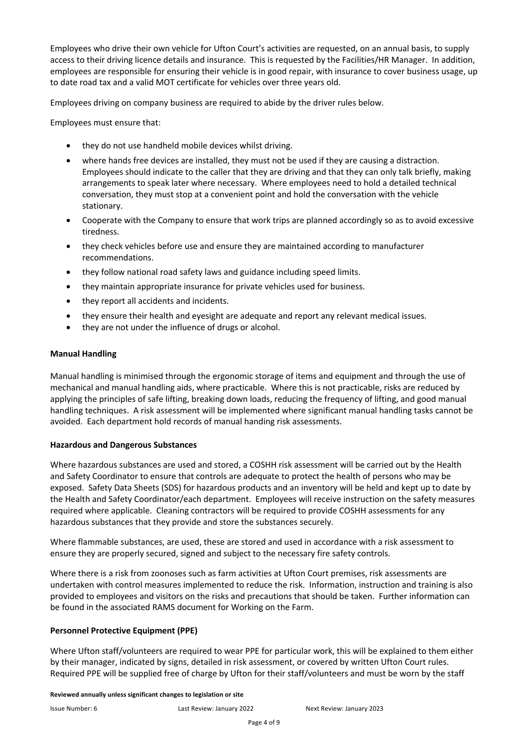Employees who drive their own vehicle for Ufton Court's activities are requested, on an annual basis, to supply access to their driving licence details and insurance. This is requested by the Facilities/HR Manager. In addition, employees are responsible for ensuring their vehicle is in good repair, with insurance to cover business usage, up to date road tax and a valid MOT certificate for vehicles over three years old.

Employees driving on company business are required to abide by the driver rules below.

Employees must ensure that:

- they do not use handheld mobile devices whilst driving.
- where hands free devices are installed, they must not be used if they are causing a distraction. Employees should indicate to the caller that they are driving and that they can only talk briefly, making arrangements to speak later where necessary. Where employees need to hold a detailed technical conversation, they must stop at a convenient point and hold the conversation with the vehicle stationary.
- Cooperate with the Company to ensure that work trips are planned accordingly so as to avoid excessive tiredness.
- they check vehicles before use and ensure they are maintained according to manufacturer recommendations.
- they follow national road safety laws and guidance including speed limits.
- they maintain appropriate insurance for private vehicles used for business.
- they report all accidents and incidents.
- they ensure their health and eyesight are adequate and report any relevant medical issues.
- they are not under the influence of drugs or alcohol.

**Manual Handling**

Manual handling is minimised through the ergonomic storage of items and equipment and through the use of mechanical and manual handling aids, where practicable. Where this is not practicable, risks are reduced by applying the principles of safe lifting, breaking down loads, reducing the frequency of lifting, and good manual handling techniques. A risk assessment will be implemented where significant manual handling tasks cannot be avoided. Each department hold records of manual handing risk assessments.

**Hazardous and Dangerous Substances**

Where hazardous substances are used and stored, a COSHH risk assessment will be carried out by the Health and Safety Coordinator to ensure that controls are adequate to protect the health of persons who may be exposed. Safety Data Sheets (SDS) for hazardous products and an inventory will be held and kept up to date by the Health and Safety Coordinator/each department. Employees will receive instruction on the safety measures required where applicable. Cleaning contractors will be required to provide COSHH assessments for any hazardous substances that they provide and store the substances securely.

Where flammable substances, are used, these are stored and used in accordance with a risk assessment to ensure they are properly secured, signed and subject to the necessary fire safety controls.

Where there is a risk from zoonoses such as farm activities at Ufton Court premises, risk assessments are undertaken with control measures implemented to reduce the risk. Information, instruction and training is also provided to employees and visitors on the risks and precautions that should be taken. Further information can be found in the associated RAMS document for Working on the Farm.

**Personnel Protective Equipment (PPE)**

Where Ufton staff/volunteers are required to wear PPE for particular work, this will be explained to them either by their manager, indicated by signs, detailed in risk assessment, or covered by written Ufton Court rules. Required PPE will be supplied free of charge by Ufton for their staff/volunteers and must be worn by the staff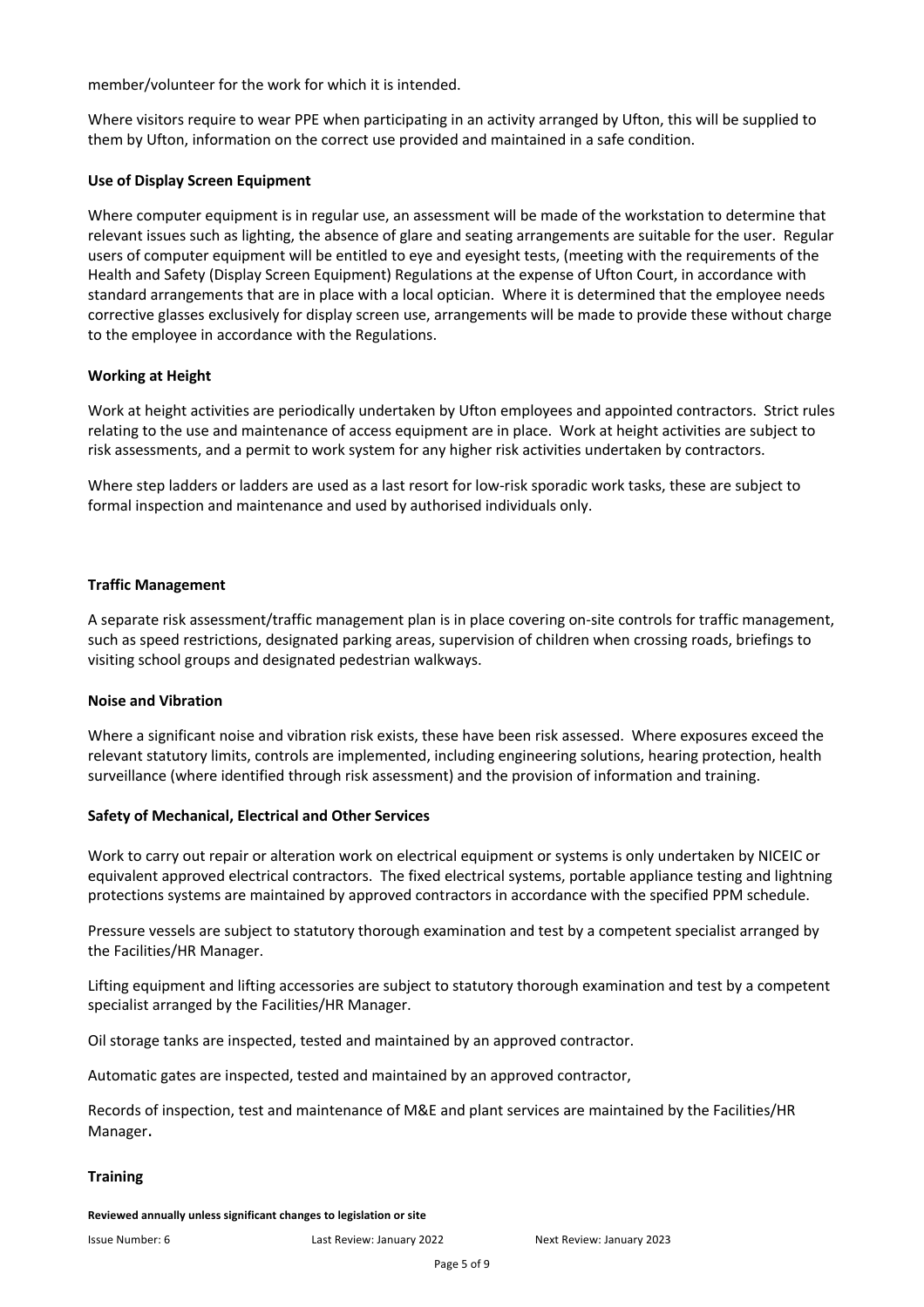member/volunteer for the work for which it is intended.

Where visitors require to wear PPE when participating in an activity arranged by Ufton, this will be supplied to them by Ufton, information on the correct use provided and maintained in a safe condition.

**Use of Display Screen Equipment**

Where computer equipment is in regular use, an assessment will be made of the workstation to determine that relevant issues such as lighting, the absence of glare and seating arrangements are suitable for the user. Regular users of computer equipment will be entitled to eye and eyesight tests, (meeting with the requirements of the Health and Safety (Display Screen Equipment) Regulations at the expense of Ufton Court, in accordance with standard arrangements that are in place with a local optician. Where it is determined that the employee needs corrective glasses exclusively for display screen use, arrangements will be made to provide these without charge to the employee in accordance with the Regulations.

**Working at Height**

Work at height activities are periodically undertaken by Ufton employees and appointed contractors. Strict rules relating to the use and maintenance of access equipment are in place. Work at height activities are subject to risk assessments, and a permit to work system for any higher risk activities undertaken by contractors.

Where step ladders or ladders are used as a last resort for low-risk sporadic work tasks, these are subject to formal inspection and maintenance and used by authorised individuals only.

**Traffic Management**

A separate risk assessment/traffic management plan is in place covering on-site controls for traffic management, such as speed restrictions, designated parking areas, supervision of children when crossing roads, briefings to visiting school groups and designated pedestrian walkways.

**Noise and Vibration**

Where a significant noise and vibration risk exists, these have been risk assessed. Where exposures exceed the relevant statutory limits, controls are implemented, including engineering solutions, hearing protection, health surveillance (where identified through risk assessment) and the provision of information and training.

**Safety of Mechanical, Electrical and Other Services**

Work to carry out repair or alteration work on electrical equipment or systems is only undertaken by NICEIC or equivalent approved electrical contractors. The fixed electrical systems, portable appliance testing and lightning protections systems are maintained by approved contractors in accordance with the specified PPM schedule.

Pressure vessels are subject to statutory thorough examination and test by a competent specialist arranged by the Facilities/HR Manager.

Lifting equipment and lifting accessories are subject to statutory thorough examination and test by a competent specialist arranged by the Facilities/HR Manager.

Oil storage tanks are inspected, tested and maintained by an approved contractor.

Automatic gates are inspected, tested and maintained by an approved contractor,

Records of inspection, test and maintenance of M&E and plant services are maintained by the Facilities/HR Manager.

**Training**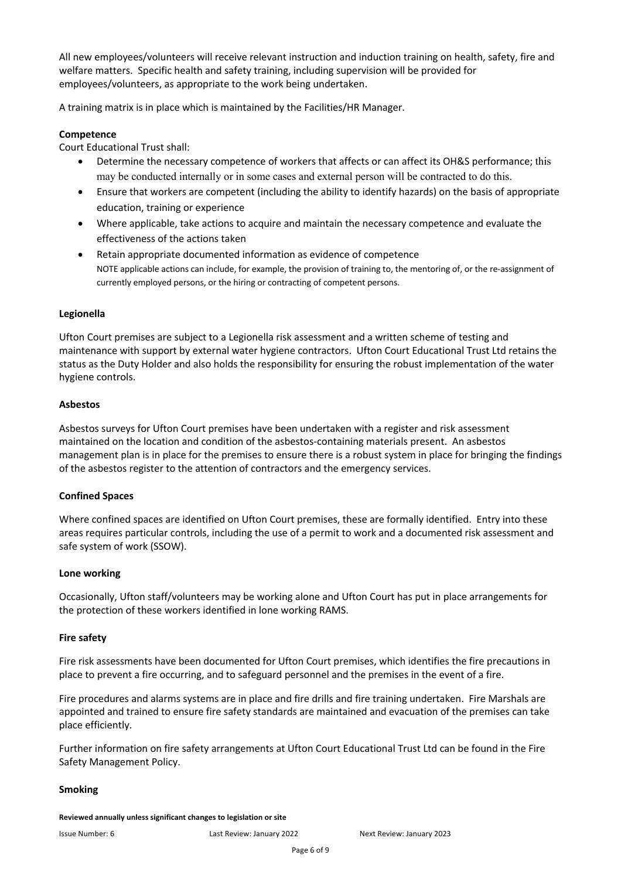All new employees/volunteers will receive relevant instruction and induction training on health, safety, fire and welfare matters. Specific health and safety training, including supervision will be provided for employees/volunteers, as appropriate to the work being undertaken.

A training matrix is in place which is maintained by the Facilities/HR Manager.

**Competence**

Court Educational Trust shall:

- Determine the necessary competence of workers that affects or can affect its OH&S performance; this may be conducted internally or in some cases and external person will be contracted to do this.
- Ensure that workers are competent (including the ability to identify hazards) on the basis of appropriate education, training or experience
- Where applicable, take actions to acquire and maintain the necessary competence and evaluate the effectiveness of the actions taken
- Retain appropriate documented information as evidence of competence

  NOTE applicable actions can include, for example, the provision of training to, the mentoring of, or the re-assignment of currently employed persons, or the hiring or contracting of competent persons.

**Legionella**

Ufton Court premises are subject to a Legionella risk assessment and a written scheme of testing and maintenance with support by external water hygiene contractors. Ufton Court Educational Trust Ltd retains the status as the Duty Holder and also holds the responsibility for ensuring the robust implementation of the water hygiene controls.

**Asbestos**

Asbestos surveys for Ufton Court premises have been undertaken with a register and risk assessment maintained on the location and condition of the asbestos-containing materials present. An asbestos management plan is in place for the premises to ensure there is a robust system in place for bringing the findings of the asbestos register to the attention of contractors and the emergency services.

**Confined Spaces**

Where confined spaces are identified on Ufton Court premises, these are formally identified. Entry into these areas requires particular controls, including the use of a permit to work and a documented risk assessment and safe system of work (SSOW).

**Lone working**

Occasionally, Ufton staff/volunteers may be working alone and Ufton Court has put in place arrangements for the protection of these workers identified in lone working RAMS.

**Fire safety**

Fire risk assessments have been documented for Ufton Court premises, which identifies the fire precautions in place to prevent a fire occurring, and to safeguard personnel and the premises in the event of a fire.

Fire procedures and alarms systems are in place and fire drills and fire training undertaken. Fire Marshals are appointed and trained to ensure fire safety standards are maintained and evacuation of the premises can take place efficiently.

Further information on fire safety arrangements at Ufton Court Educational Trust Ltd can be found in the Fire Safety Management Policy.

**Smoking**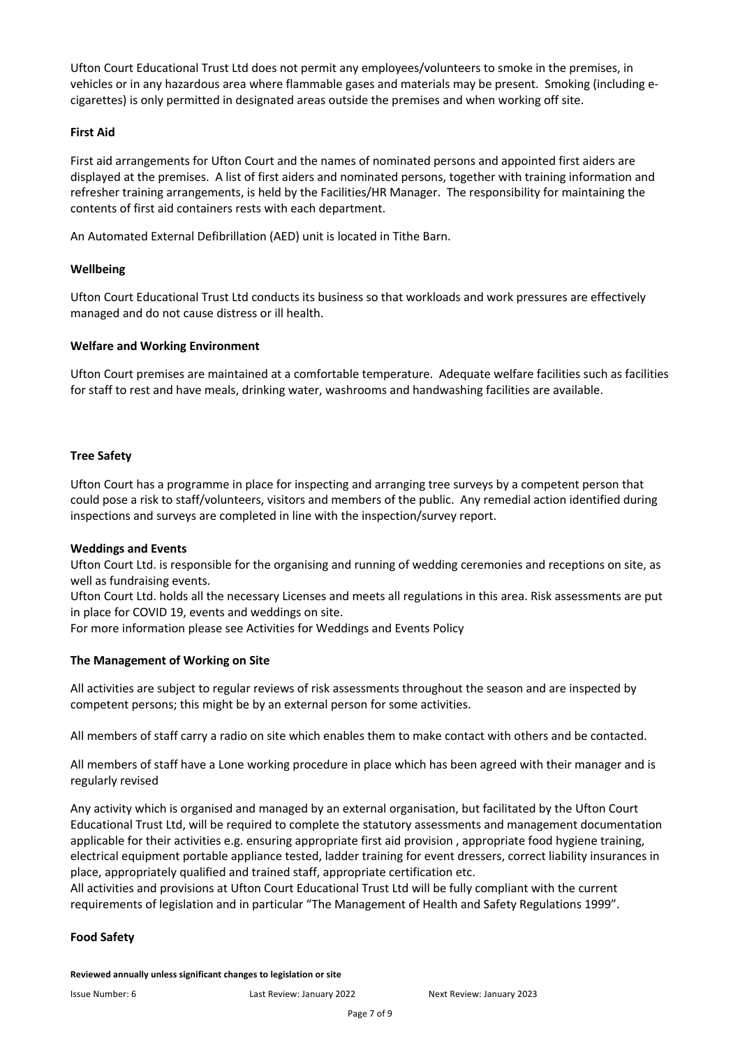Ufton Court Educational Trust Ltd does not permit any employees/volunteers to smoke in the premises, in vehicles or in any hazardous area where flammable gases and materials may be present. Smoking (including e-cigarettes) is only permitted in designated areas outside the premises and when working off site.

**First Aid**

First aid arrangements for Ufton Court and the names of nominated persons and appointed first aiders are displayed at the premises. A list of first aiders and nominated persons, together with training information and refresher training arrangements, is held by the Facilities/HR Manager. The responsibility for maintaining the contents of first aid containers rests with each department.

An Automated External Defibrillation (AED) unit is located in Tithe Barn.

**Wellbeing**

Ufton Court Educational Trust Ltd conducts its business so that workloads and work pressures are effectively managed and do not cause distress or ill health.

**Welfare and Working Environment**

Ufton Court premises are maintained at a comfortable temperature. Adequate welfare facilities such as facilities for staff to rest and have meals, drinking water, washrooms and handwashing facilities are available.

**Tree Safety**

Ufton Court has a programme in place for inspecting and arranging tree surveys by a competent person that could pose a risk to staff/volunteers, visitors and members of the public. Any remedial action identified during inspections and surveys are completed in line with the inspection/survey report.

**Weddings and Events**

Ufton Court Ltd. is responsible for the organising and running of wedding ceremonies and receptions on site, as well as fundraising events.

Ufton Court Ltd. holds all the necessary Licenses and meets all regulations in this area. Risk assessments are put in place for COVID 19, events and weddings on site.

For more information please see Activities for Weddings and Events Policy

**The Management of Working on Site**

All activities are subject to regular reviews of risk assessments throughout the season and are inspected by competent persons; this might be by an external person for some activities.

All members of staff carry a radio on site which enables them to make contact with others and be contacted.

All members of staff have a Lone working procedure in place which has been agreed with their manager and is regularly revised

Any activity which is organised and managed by an external organisation, but facilitated by the Ufton Court Educational Trust Ltd, will be required to complete the statutory assessments and management documentation applicable for their activities e.g. ensuring appropriate first aid provision , appropriate food hygiene training, electrical equipment portable appliance tested, ladder training for event dressers, correct liability insurances in place, appropriately qualified and trained staff, appropriate certification etc.

All activities and provisions at Ufton Court Educational Trust Ltd will be fully compliant with the current requirements of legislation and in particular "The Management of Health and Safety Regulations 1999".

**Food Safety**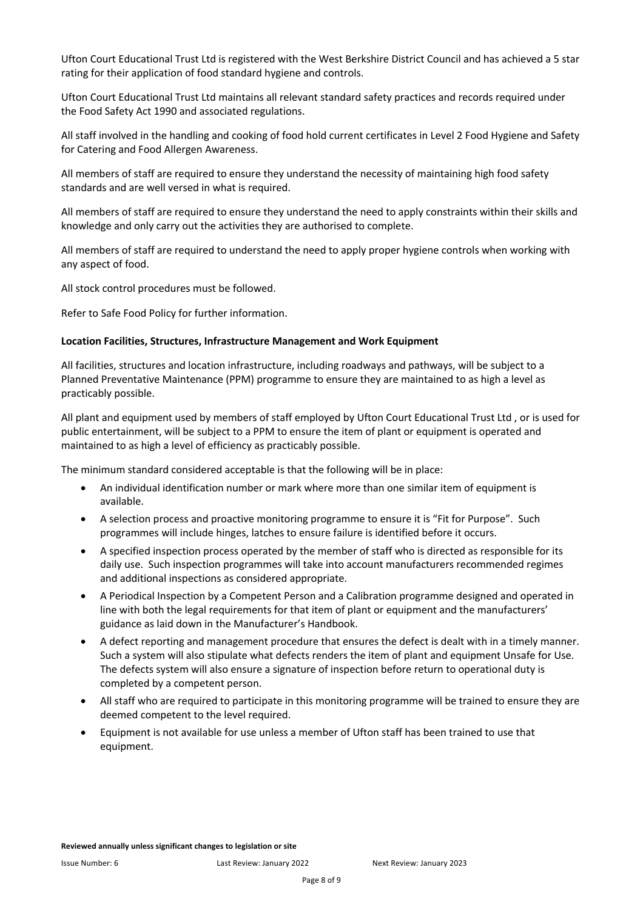Ufton Court Educational Trust Ltd is registered with the West Berkshire District Council and has achieved a 5 star rating for their application of food standard hygiene and controls.

Ufton Court Educational Trust Ltd maintains all relevant standard safety practices and records required under the Food Safety Act 1990 and associated regulations.

All staff involved in the handling and cooking of food hold current certificates in Level 2 Food Hygiene and Safety for Catering and Food Allergen Awareness.

All members of staff are required to ensure they understand the necessity of maintaining high food safety standards and are well versed in what is required.

All members of staff are required to ensure they understand the need to apply constraints within their skills and knowledge and only carry out the activities they are authorised to complete.

All members of staff are required to understand the need to apply proper hygiene controls when working with any aspect of food.

All stock control procedures must be followed.

Refer to Safe Food Policy for further information.

**Location Facilities, Structures, Infrastructure Management and Work Equipment**

All facilities, structures and location infrastructure, including roadways and pathways, will be subject to a Planned Preventative Maintenance (PPM) programme to ensure they are maintained to as high a level as practicably possible.

All plant and equipment used by members of staff employed by Ufton Court Educational Trust Ltd , or is used for public entertainment, will be subject to a PPM to ensure the item of plant or equipment is operated and maintained to as high a level of efficiency as practicably possible.

The minimum standard considered acceptable is that the following will be in place:

- An individual identification number or mark where more than one similar item of equipment is available.
- A selection process and proactive monitoring programme to ensure it is "Fit for Purpose". Such programmes will include hinges, latches to ensure failure is identified before it occurs.
- A specified inspection process operated by the member of staff who is directed as responsible for its daily use. Such inspection programmes will take into account manufacturers recommended regimes and additional inspections as considered appropriate.
- A Periodical Inspection by a Competent Person and a Calibration programme designed and operated in line with both the legal requirements for that item of plant or equipment and the manufacturers' guidance as laid down in the Manufacturer's Handbook.
- A defect reporting and management procedure that ensures the defect is dealt with in a timely manner. Such a system will also stipulate what defects renders the item of plant and equipment Unsafe for Use. The defects system will also ensure a signature of inspection before return to operational duty is completed by a competent person.
- All staff who are required to participate in this monitoring programme will be trained to ensure they are deemed competent to the level required.
- Equipment is not available for use unless a member of Ufton staff has been trained to use that equipment.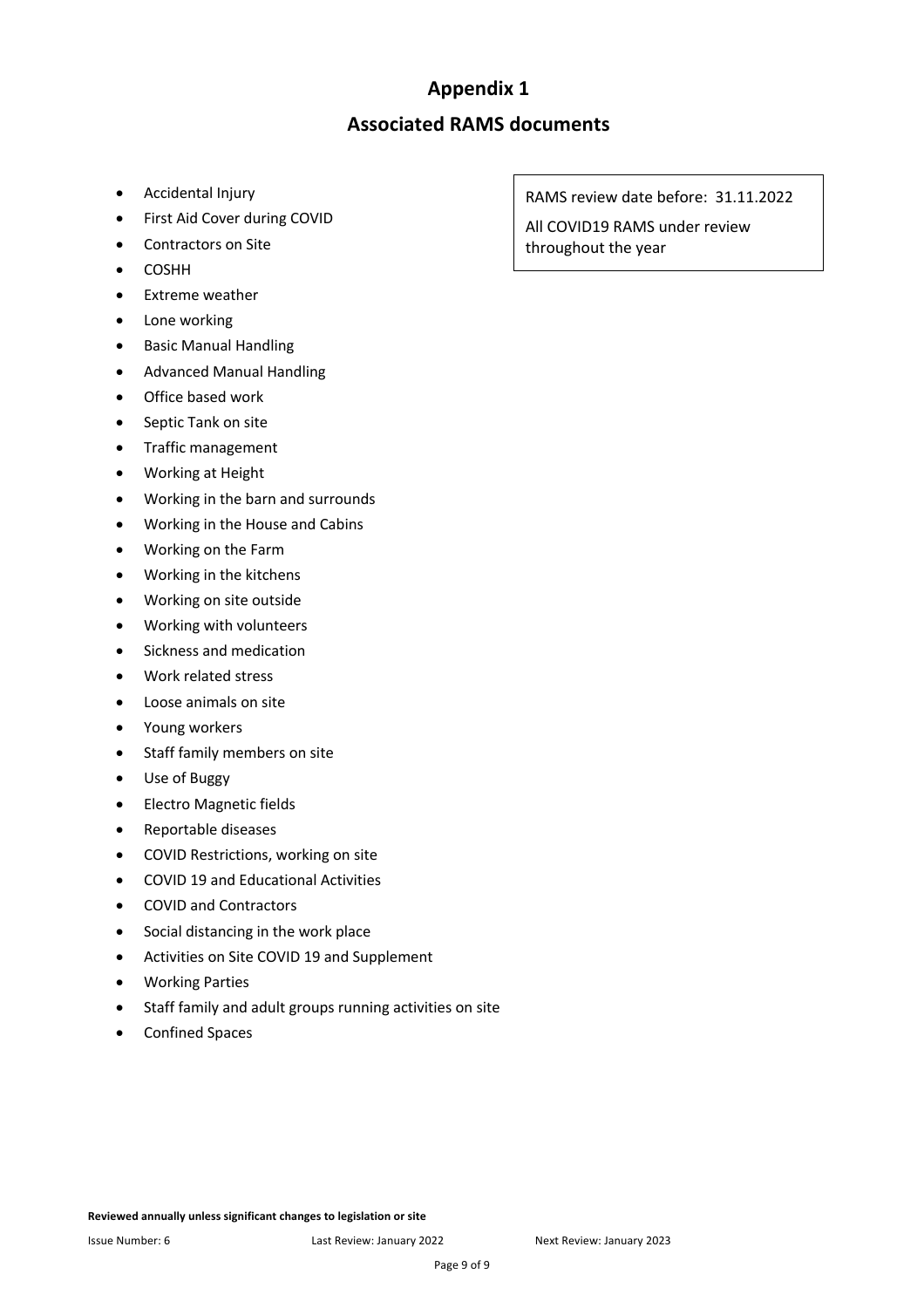# Appendix 1

## Associated RAMS documents

- Accidental Injury
- First Aid Cover during COVID
- Contractors on Site
- COSHH
- Extreme weather
- Lone working
- Basic Manual Handling
- Advanced Manual Handling
- Office based work
- Septic Tank on site
- Traffic management
- Working at Height
- Working in the barn and surrounds
- Working in the House and Cabins
- Working on the Farm
- Working in the kitchens
- Working on site outside
- Working with volunteers
- Sickness and medication
- Work related stress
- Loose animals on site
- Young workers
- Staff family members on site
- Use of Buggy
- Electro Magnetic fields
- Reportable diseases
- COVID Restrictions, working on site
- COVID 19 and Educational Activities
- COVID and Contractors
- Social distancing in the work place
- Activities on Site COVID 19 and Supplement
- Working Parties
- Staff family and adult groups running activities on site
- Confined Spaces

RAMS review date before: 31.11.2022

All COVID19 RAMS under review throughout the year

**Reviewed annually unless significant changes to legislation or site**

Issue Number: 6 Last Review: January 2022 Next Review: January 2023